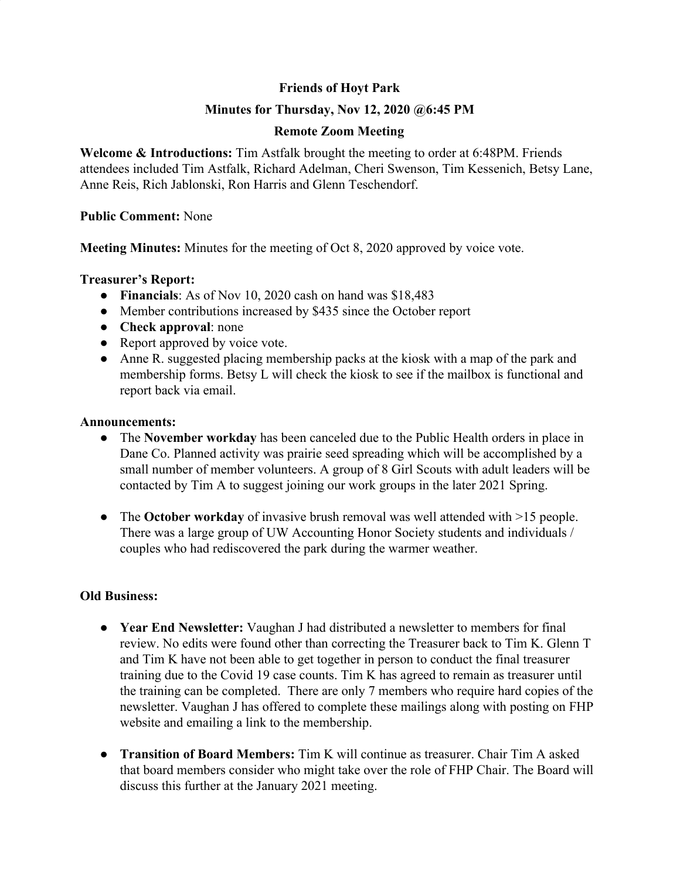# Friends of Hoyt Park

## Minutes for Thursday, Nov 12, 2020 @6:45 PM

## Remote Zoom Meeting

**Welcome & Introductions:** Tim Astfalk brought the meeting to order at 6:48PM. Friends attendees included Tim Astfalk, Richard Adelman, Cheri Swenson, Tim Kessenich, Betsy Lane, Anne Reis, Rich Jablonski, Ron Harris and Glenn Teschendorf.

**Public Comment:** None

**Meeting Minutes:** Minutes for the meeting of Oct 8, 2020 approved by voice vote.

**Treasurer's Report:**

- **Financials**: As of Nov 10, 2020 cash on hand was $18,483
- Member contributions increased by $435 since the October report
- **Check approval**: none
- Report approved by voice vote.
- Anne R. suggested placing membership packs at the kiosk with a map of the park and membership forms. Betsy L will check the kiosk to see if the mailbox is functional and report back via email.

**Announcements:**

- The **November workday** has been canceled due to the Public Health orders in place in Dane Co. Planned activity was prairie seed spreading which will be accomplished by a small number of member volunteers. A group of 8 Girl Scouts with adult leaders will be contacted by Tim A to suggest joining our work groups in the later 2021 Spring.

- The **October workday** of invasive brush removal was well attended with >15 people. There was a large group of UW Accounting Honor Society students and individuals / couples who had rediscovered the park during the warmer weather.

**Old Business:**

- **Year End Newsletter:** Vaughan J had distributed a newsletter to members for final review. No edits were found other than correcting the Treasurer back to Tim K. Glenn T and Tim K have not been able to get together in person to conduct the final treasurer training due to the Covid 19 case counts. Tim K has agreed to remain as treasurer until the training can be completed. There are only 7 members who require hard copies of the newsletter. Vaughan J has offered to complete these mailings along with posting on FHP website and emailing a link to the membership.

- **Transition of Board Members:** Tim K will continue as treasurer. Chair Tim A asked that board members consider who might take over the role of FHP Chair. The Board will discuss this further at the January 2021 meeting.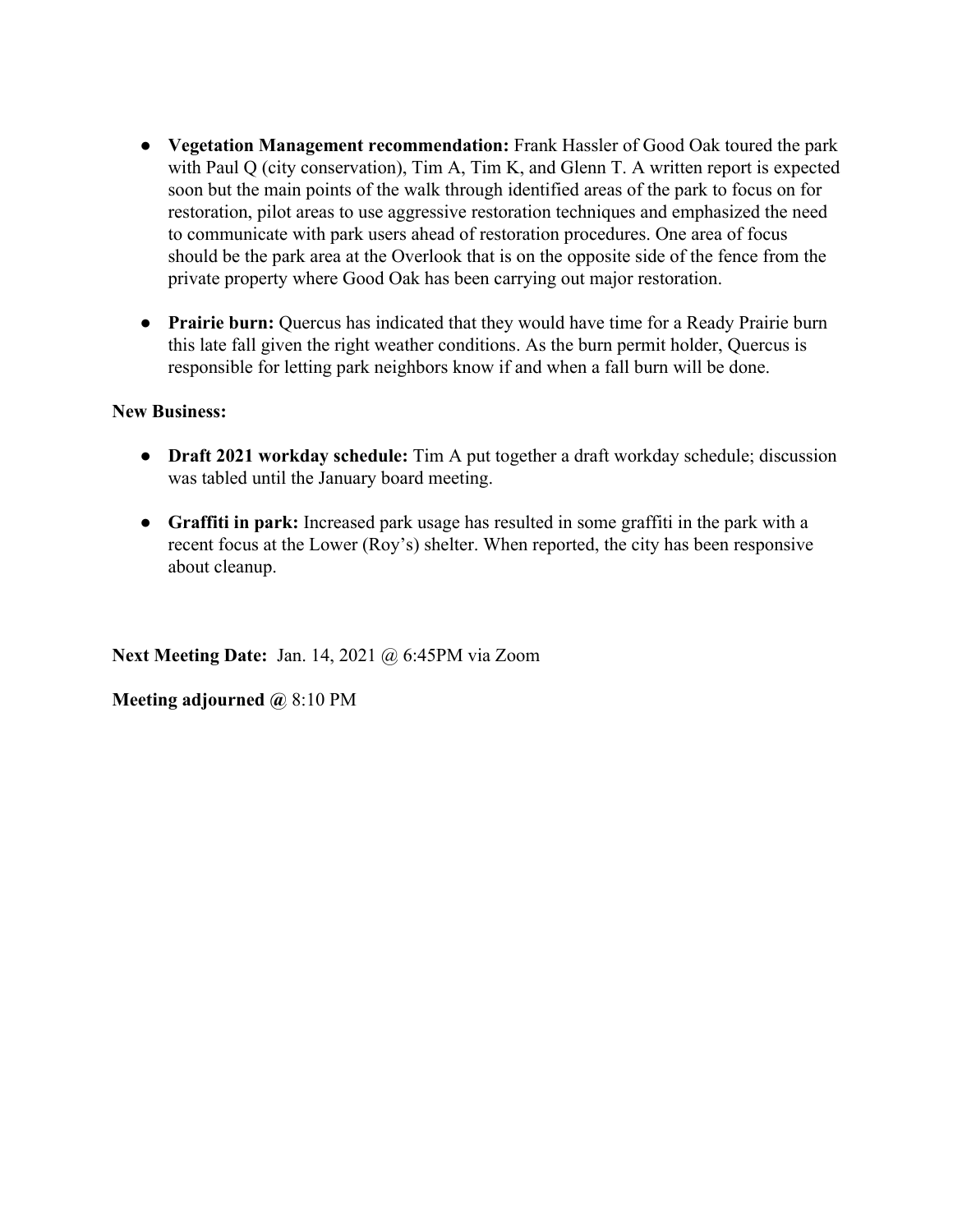- **Vegetation Management recommendation:** Frank Hassler of Good Oak toured the park with Paul Q (city conservation), Tim A, Tim K, and Glenn T. A written report is expected soon but the main points of the walk through identified areas of the park to focus on for restoration, pilot areas to use aggressive restoration techniques and emphasized the need to communicate with park users ahead of restoration procedures. One area of focus should be the park area at the Overlook that is on the opposite side of the fence from the private property where Good Oak has been carrying out major restoration.

- **Prairie burn:** Quercus has indicated that they would have time for a Ready Prairie burn this late fall given the right weather conditions. As the burn permit holder, Quercus is responsible for letting park neighbors know if and when a fall burn will be done.

**New Business:**

- **Draft 2021 workday schedule:** Tim A put together a draft workday schedule; discussion was tabled until the January board meeting.

- **Graffiti in park:** Increased park usage has resulted in some graffiti in the park with a recent focus at the Lower (Roy's) shelter. When reported, the city has been responsive about cleanup.

**Next Meeting Date:** Jan. 14, 2021 @ 6:45PM via Zoom

**Meeting adjourned @** 8:10 PM